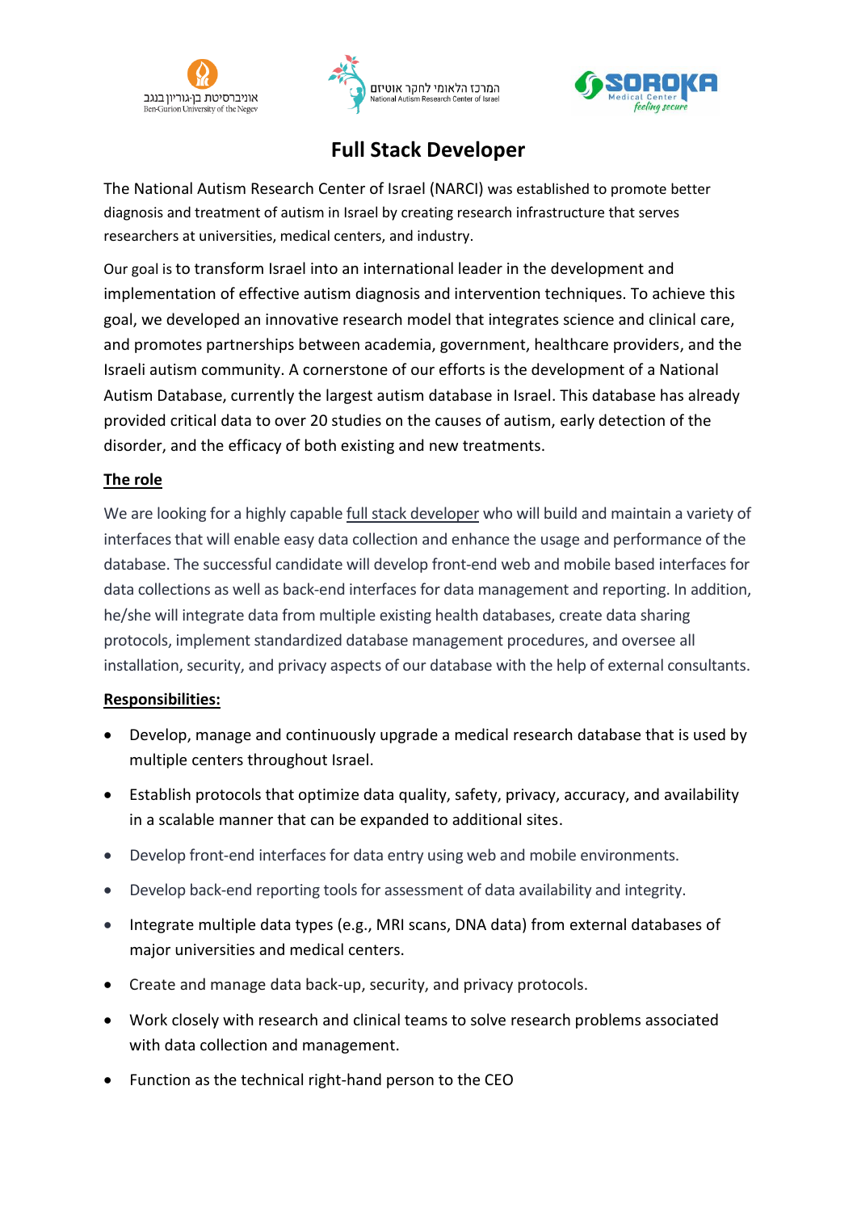# Full Stack Developer

The National Autism Research Center of Israel (NARCI) was established to promote better diagnosis and treatment of autism in Israel by creating research infrastructure that serves researchers at universities, medical centers, and industry.

Our goal is to transform Israel into an international leader in the development and implementation of effective autism diagnosis and intervention techniques. To achieve this goal, we developed an innovative research model that integrates science and clinical care, and promotes partnerships between academia, government, healthcare providers, and the Israeli autism community. A cornerstone of our efforts is the development of a National Autism Database, currently the largest autism database in Israel. This database has already provided critical data to over 20 studies on the causes of autism, early detection of the disorder, and the efficacy of both existing and new treatments.

## The role

We are looking for a highly capable full stack developer who will build and maintain a variety of interfaces that will enable easy data collection and enhance the usage and performance of the database. The successful candidate will develop front-end web and mobile based interfaces for data collections as well as back-end interfaces for data management and reporting. In addition, he/she will integrate data from multiple existing health databases, create data sharing protocols, implement standardized database management procedures, and oversee all installation, security, and privacy aspects of our database with the help of external consultants.

## Responsibilities:

- Develop, manage and continuously upgrade a medical research database that is used by multiple centers throughout Israel.
- Establish protocols that optimize data quality, safety, privacy, accuracy, and availability in a scalable manner that can be expanded to additional sites.
- Develop front-end interfaces for data entry using web and mobile environments.
- Develop back-end reporting tools for assessment of data availability and integrity.
- Integrate multiple data types (e.g., MRI scans, DNA data) from external databases of major universities and medical centers.
- Create and manage data back-up, security, and privacy protocols.
- Work closely with research and clinical teams to solve research problems associated with data collection and management.
- Function as the technical right-hand person to the CEO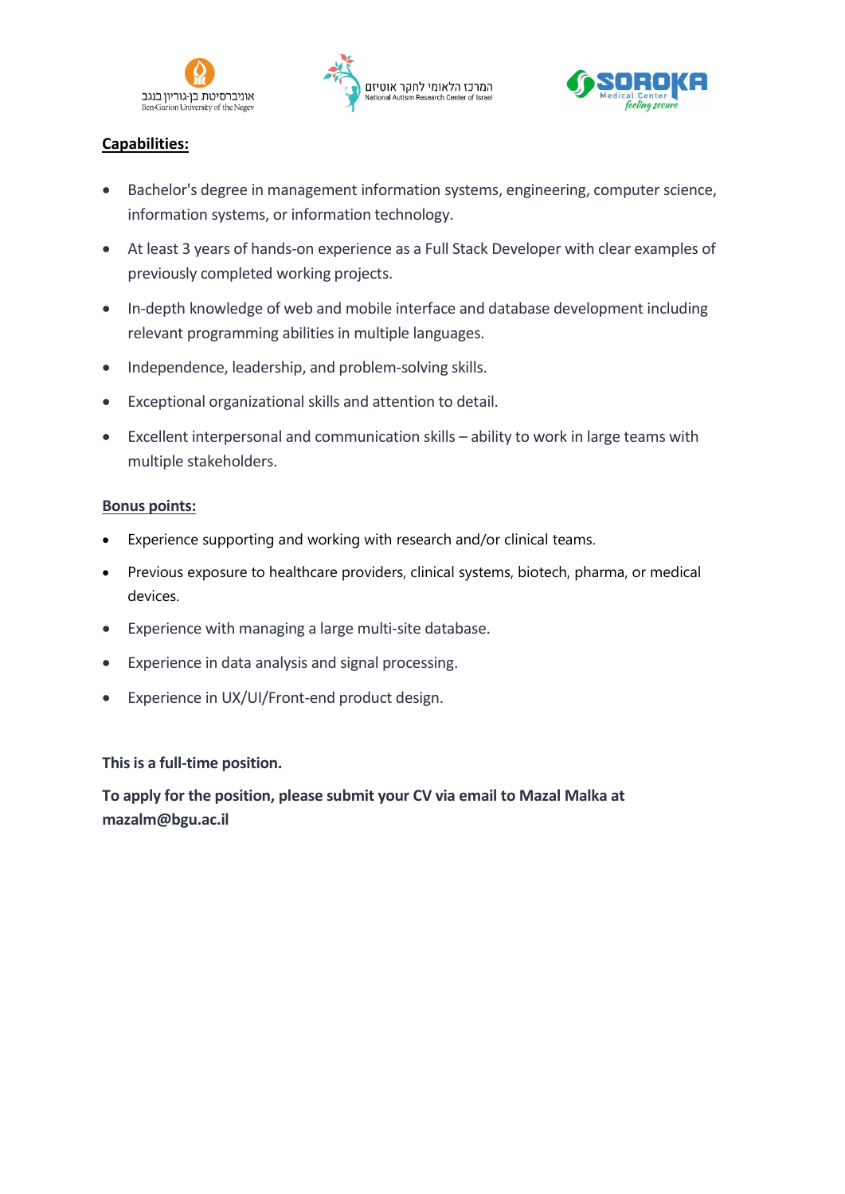**Capabilities:**

- Bachelor's degree in management information systems, engineering, computer science, information systems, or information technology.
- At least 3 years of hands-on experience as a Full Stack Developer with clear examples of previously completed working projects.
- In-depth knowledge of web and mobile interface and database development including relevant programming abilities in multiple languages.
- Independence, leadership, and problem-solving skills.
- Exceptional organizational skills and attention to detail.
- Excellent interpersonal and communication skills – ability to work in large teams with multiple stakeholders.

**Bonus points:**

- Experience supporting and working with research and/or clinical teams.
- Previous exposure to healthcare providers, clinical systems, biotech, pharma, or medical devices.
- Experience with managing a large multi-site database.
- Experience in data analysis and signal processing.
- Experience in UX/UI/Front-end product design.

**This is a full-time position.**

**To apply for the position, please submit your CV via email to Mazal Malka at mazalm@bgu.ac.il**